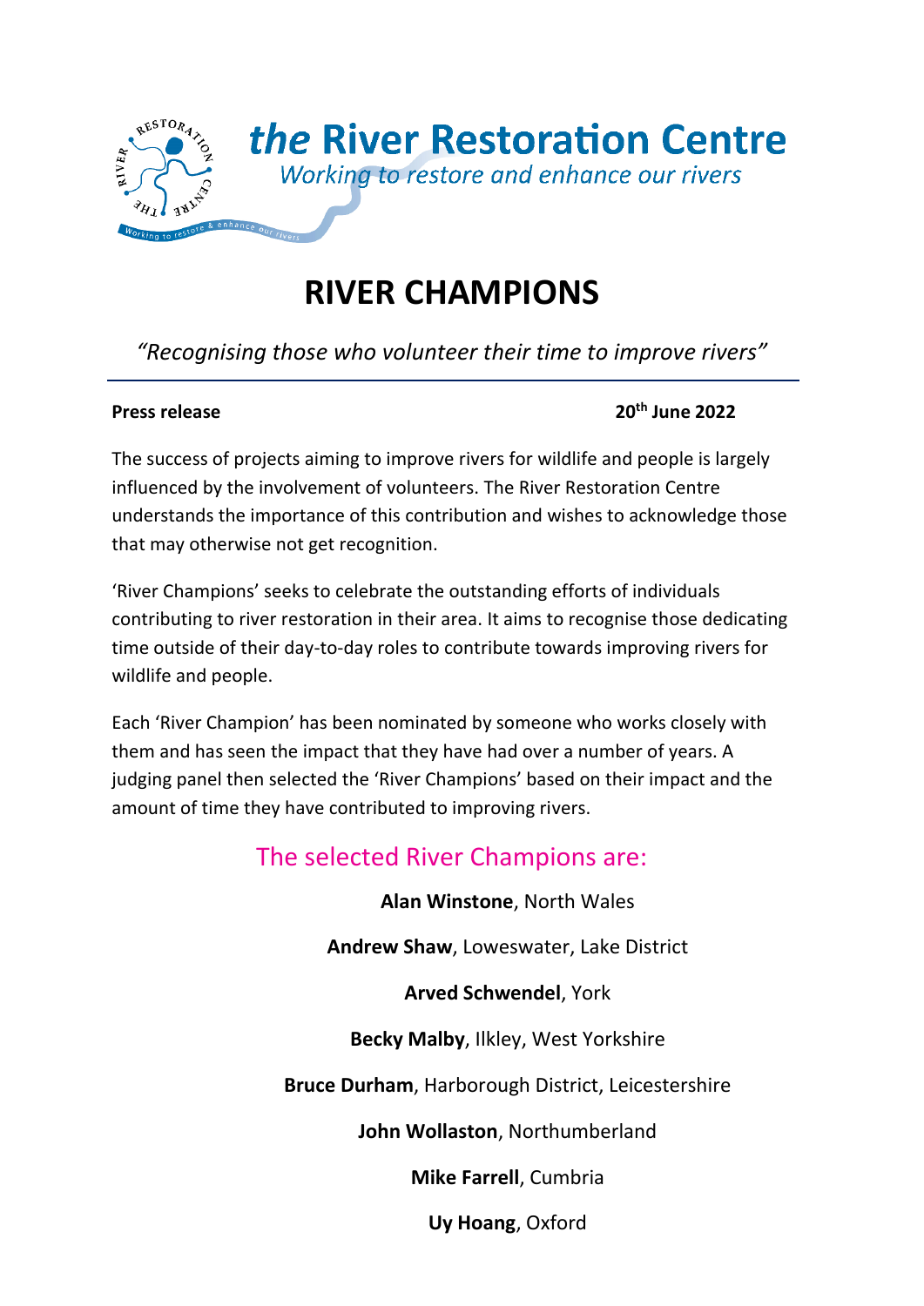**the River Restoration Centre**

*Working to restore and enhance our rivers*

# RIVER CHAMPIONS

*"Recognising those who volunteer their time to improve rivers"*

**Press release** **20th June 2022**

The success of projects aiming to improve rivers for wildlife and people is largely influenced by the involvement of volunteers. The River Restoration Centre understands the importance of this contribution and wishes to acknowledge those that may otherwise not get recognition.

'River Champions' seeks to celebrate the outstanding efforts of individuals contributing to river restoration in their area. It aims to recognise those dedicating time outside of their day-to-day roles to contribute towards improving rivers for wildlife and people.

Each 'River Champion' has been nominated by someone who works closely with them and has seen the impact that they have had over a number of years. A judging panel then selected the 'River Champions' based on their impact and the amount of time they have contributed to improving rivers.

## The selected River Champions are:

**Alan Winstone**, North Wales

**Andrew Shaw**, Loweswater, Lake District

**Arved Schwendel**, York

**Becky Malby**, Ilkley, West Yorkshire

**Bruce Durham**, Harborough District, Leicestershire

**John Wollaston**, Northumberland

**Mike Farrell**, Cumbria

**Uy Hoang**, Oxford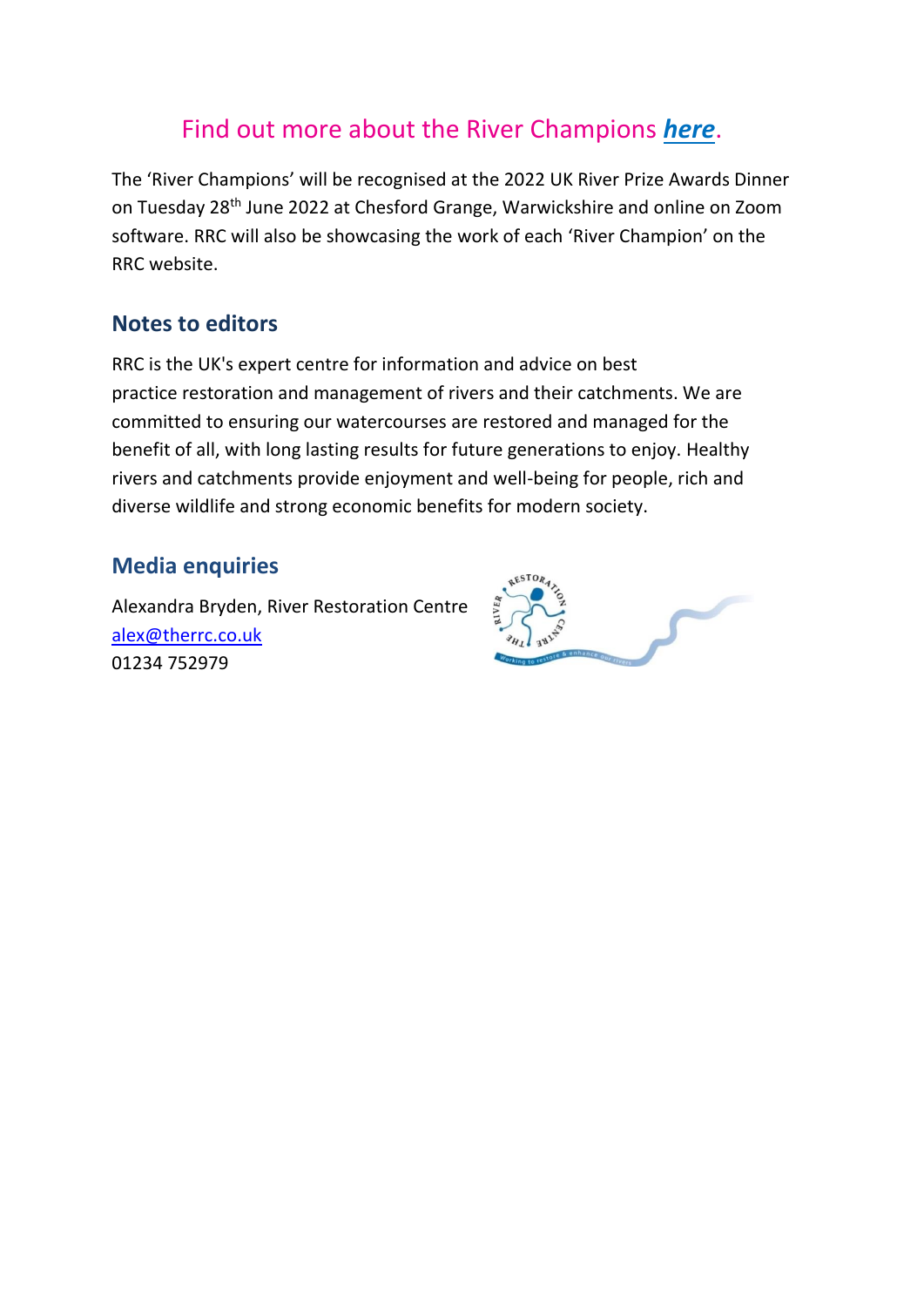Find out more about the River Champions ***here***.

The 'River Champions' will be recognised at the 2022 UK River Prize Awards Dinner on Tuesday 28th June 2022 at Chesford Grange, Warwickshire and online on Zoom software. RRC will also be showcasing the work of each 'River Champion' on the RRC website.

## Notes to editors

RRC is the UK's expert centre for information and advice on best practice restoration and management of rivers and their catchments. We are committed to ensuring our watercourses are restored and managed for the benefit of all, with long lasting results for future generations to enjoy. Healthy rivers and catchments provide enjoyment and well-being for people, rich and diverse wildlife and strong economic benefits for modern society.

## Media enquiries

Alexandra Bryden, River Restoration Centre
alex@therrc.co.uk
01234 752979